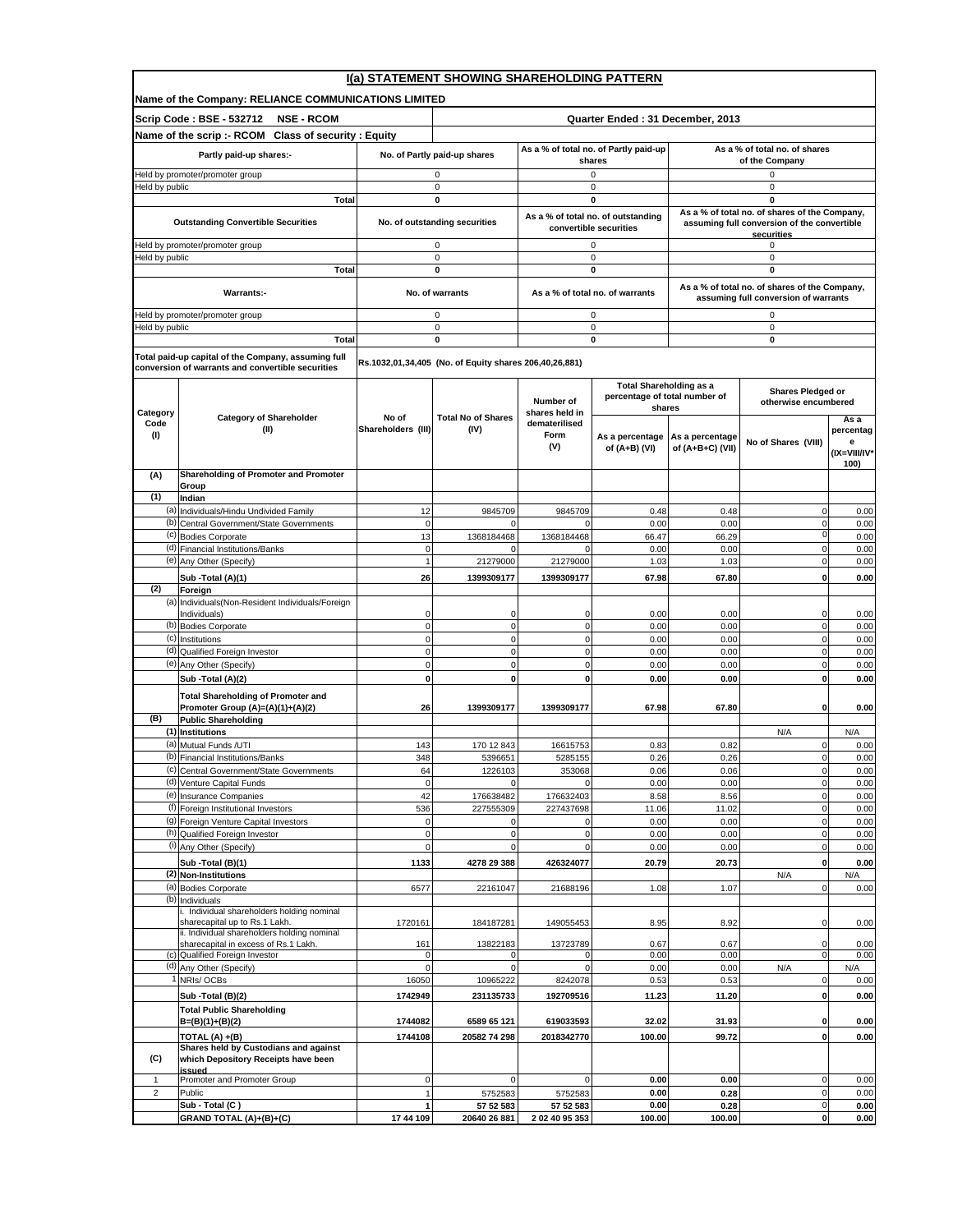# I(a) STATEMENT SHOWING SHAREHOLDING PATTERN

**Name of the Company: RELIANCE COMMUNICATIONS LIMITED**

**Scrip Code : BSE - 532712 NSE - RCOM** | **Quarter Ended : 31 December, 2013**

**Name of the scrip :- RCOM Class of security : Equity**

| Partly paid-up shares:- | No. of Partly paid-up shares | As a % of total no. of Partly paid-up shares | As a % of total no. of shares of the Company |
|---|---|---|---|
| Held by promoter/promoter group | 0 | 0 | 0 |
| Held by public | 0 | 0 | 0 |
| **Total** | **0** | **0** | **0** |

| Outstanding Convertible Securities | No. of outstanding securities | As a % of total no. of outstanding convertible securities | As a % of total no. of shares of the Company, assuming full conversion of the convertible securities |
|---|---|---|---|
| Held by promoter/promoter group | 0 | 0 | 0 |
| Held by public | 0 | 0 | 0 |
| **Total** | **0** | **0** | **0** |

| Warrants:- | No. of warrants | As a % of total no. of warrants | As a % of total no. of shares of the Company, assuming full conversion of warrants |
|---|---|---|---|
| Held by promoter/promoter group | 0 | 0 | 0 |
| Held by public | 0 | 0 | 0 |
| **Total** | **0** | **0** | **0** |

**Total paid-up capital of the Company, assuming full conversion of warrants and convertible securities:** Rs.1032,01,34,405 (No. of Equity shares 206,40,26,881)

| Category Code (I) | Category of Shareholder (II) | No of Shareholders (III) | Total No of Shares (IV) | Number of shares held in dematerilised Form (V) | Total Shareholding as a percentage of total number of shares | | Shares Pledged or otherwise encumbered | |
|---|---|---|---|---|---|---|---|---|
| | | | | | As a percentage of (A+B) (VI) | As a percentage of (A+B+C) (VII) | No of Shares (VIII) | As a percentage (IX=VIII/IV*100) |
| **(A)** | **Shareholding of Promoter and Promoter Group** | | | | | | | |
| **(1)** | **Indian** | | | | | | | |
| (a) | Individuals/Hindu Undivided Family | 12 | 9845709 | 9845709 | 0.48 | 0.48 | 0 | 0.00 |
| (b) | Central Government/State Governments | 0 | 0 | 0 | 0.00 | 0.00 | 0 | 0.00 |
| (c) | Bodies Corporate | 13 | 1368184468 | 1368184468 | 66.47 | 66.29 | 0 | 0.00 |
| (d) | Financial Institutions/Banks | 0 | 0 | 0 | 0.00 | 0.00 | 0 | 0.00 |
| (e) | Any Other (Specify) | 1 | 21279000 | 21279000 | 1.03 | 1.03 | 0 | 0.00 |
| | **Sub -Total (A)(1)** | **26** | **1399309177** | **1399309177** | **67.98** | **67.80** | **0** | **0.00** |
| **(2)** | **Foreign** | | | | | | | |
| (a) | Individuals(Non-Resident Individuals/Foreign Individuals) | 0 | 0 | 0 | 0.00 | 0.00 | 0 | 0.00 |
| (b) | Bodies Corporate | 0 | 0 | 0 | 0.00 | 0.00 | 0 | 0.00 |
| (c) | Institutions | 0 | 0 | 0 | 0.00 | 0.00 | 0 | 0.00 |
| (d) | Qualified Foreign Investor | 0 | 0 | 0 | 0.00 | 0.00 | 0 | 0.00 |
| (e) | Any Other (Specify) | 0 | 0 | 0 | 0.00 | 0.00 | 0 | 0.00 |
| | **Sub -Total (A)(2)** | **0** | **0** | **0** | **0.00** | **0.00** | **0** | **0.00** |
| | **Total Shareholding of Promoter and Promoter Group (A)=(A)(1)+(A)(2)** | **26** | **1399309177** | **1399309177** | **67.98** | **67.80** | **0** | **0.00** |
| **(B)** | **Public Shareholding** | | | | | | | |
| **(1)** | **Institutions** | | | | | | N/A | N/A |
| (a) | Mutual Funds /UTI | 143 | 170 12 843 | 16615753 | 0.83 | 0.82 | 0 | 0.00 |
| (b) | Financial Institutions/Banks | 348 | 5396651 | 5285155 | 0.26 | 0.26 | 0 | 0.00 |
| (c) | Central Government/State Governments | 64 | 1226103 | 353068 | 0.06 | 0.06 | 0 | 0.00 |
| (d) | Venture Capital Funds | 0 | 0 | 0 | 0.00 | 0.00 | 0 | 0.00 |
| (e) | Insurance Companies | 42 | 176638482 | 176632403 | 8.58 | 8.56 | 0 | 0.00 |
| (f) | Foreign Institutional Investors | 536 | 227555309 | 227437698 | 11.06 | 11.02 | 0 | 0.00 |
| (g) | Foreign Venture Capital Investors | 0 | 0 | 0 | 0.00 | 0.00 | 0 | 0.00 |
| (h) | Qualified Foreign Investor | 0 | 0 | 0 | 0.00 | 0.00 | 0 | 0.00 |
| (i) | Any Other (Specify) | 0 | 0 | 0 | 0.00 | 0.00 | 0 | 0.00 |
| | **Sub -Total (B)(1)** | **1133** | **4278 29 388** | **426324077** | **20.79** | **20.73** | **0** | **0.00** |
| **(2)** | **Non-Institutions** | | | | | | N/A | N/A |
| (a) | Bodies Corporate | 6577 | 22161047 | 21688196 | 1.08 | 1.07 | 0 | 0.00 |
| (b) | Individuals | | | | | | | |
| | i. Individual shareholders holding nominal sharecapital up to Rs.1 Lakh. | 1720161 | 184187281 | 149055453 | 8.95 | 8.92 | 0 | 0.00 |
| | ii. Individual shareholders holding nominal sharecapital in excess of Rs.1 Lakh. | 161 | 13822183 | 13723789 | 0.67 | 0.67 | 0 | 0.00 |
| (c) | Qualified Foreign Investor | 0 | 0 | 0 | 0.00 | 0.00 | 0 | 0.00 |
| (d) | Any Other (Specify) | 0 | 0 | 0 | 0.00 | 0.00 | N/A | N/A |
| 1 | NRIs/ OCBs | 16050 | 10965222 | 8242078 | 0.53 | 0.53 | 0 | 0.00 |
| | **Sub -Total (B)(2)** | **1742949** | **231135733** | **192709516** | **11.23** | **11.20** | **0** | **0.00** |
| | **Total Public Shareholding B=(B)(1)+(B)(2)** | **1744082** | **6589 65 121** | **619033593** | **32.02** | **31.93** | **0** | **0.00** |
| | **TOTAL (A) +(B)** | **1744108** | **20582 74 298** | **2018342770** | **100.00** | **99.72** | **0** | **0.00** |
| **(C)** | **Shares held by Custodians and against which Depository Receipts have been issued** | | | | | | | |
| 1 | Promoter and Promoter Group | 0 | 0 | 0 | **0.00** | **0.00** | 0 | 0.00 |
| 2 | Public | 1 | 5752583 | 5752583 | **0.00** | **0.28** | 0 | 0.00 |
| | **Sub - Total (C )** | **1** | **57 52 583** | **57 52 583** | **0.00** | **0.28** | **0** | **0.00** |
| | **GRAND TOTAL (A)+(B)+(C)** | **17 44 109** | **20640 26 881** | **2 02 40 95 353** | **100.00** | **100.00** | **0** | **0.00** |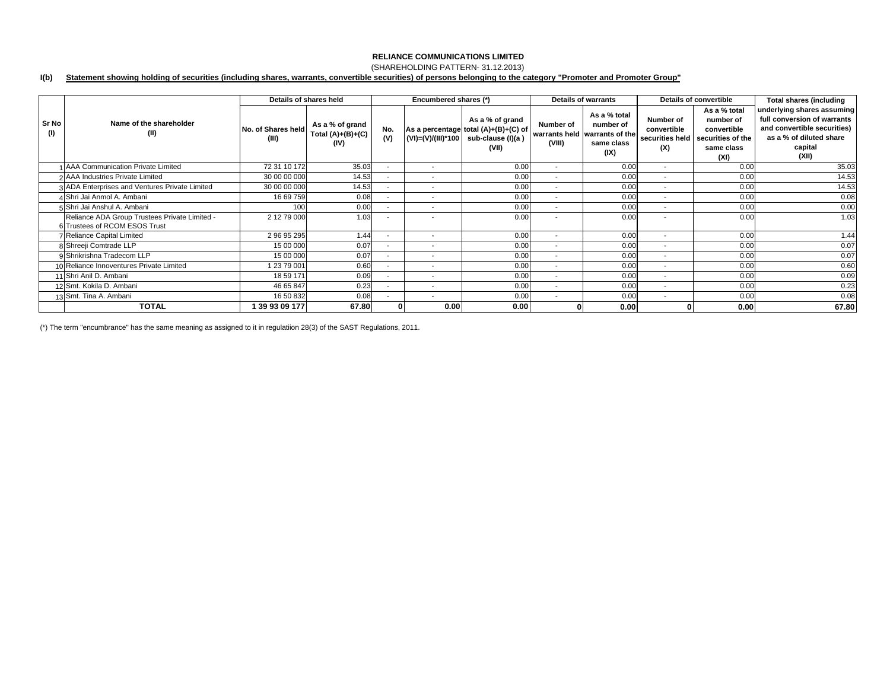**RELIANCE COMMUNICATIONS LIMITED**

(SHAREHOLDING PATTERN- 31.12.2013)

**I(b) Statement showing holding of securities (including shares, warrants, convertible securities) of persons belonging to the category "Promoter and Promoter Group"**

| Sr No (I) | Name of the shareholder (II) | Details of shares held | | Encumbered shares (*) | | | Details of warrants | | Details of convertible | | Total shares (including underlying shares assuming full conversion of warrants and convertible securities) as a % of diluted share capital (XII) |
|---|---|---|---|---|---|---|---|---|---|---|---|
| | | No. of Shares held (III) | As a % of grand Total (A)+(B)+(C) (IV) | No. (V) | As a percentage (VI)=(V)/(III)*100 | As a % of grand total (A)+(B)+(C) of sub-clause (I)(a ) (VII) | Number of warrants held (VIII) | As a % total number of warrants of the same class (IX) | Number of convertible securities held (X) | As a % total number of convertible securities of the same class (XI) | |
| 1 | AAA Communication Private Limited | 72 31 10 172 | 35.03 | - | - | 0.00 | - | 0.00 | - | 0.00 | 35.03 |
| 2 | AAA Industries Private Limited | 30 00 00 000 | 14.53 | - | - | 0.00 | - | 0.00 | - | 0.00 | 14.53 |
| 3 | ADA Enterprises and Ventures Private Limited | 30 00 00 000 | 14.53 | - | - | 0.00 | - | 0.00 | - | 0.00 | 14.53 |
| 4 | Shri Jai Anmol A. Ambani | 16 69 759 | 0.08 | - | - | 0.00 | - | 0.00 | - | 0.00 | 0.08 |
| 5 | Shri Jai Anshul A. Ambani | 100 | 0.00 | - | - | 0.00 | - | 0.00 | - | 0.00 | 0.00 |
| 6 | Reliance ADA Group Trustees Private Limited - Trustees of RCOM ESOS Trust | 2 12 79 000 | 1.03 | - | - | 0.00 | - | 0.00 | - | 0.00 | 1.03 |
| 7 | Reliance Capital Limited | 2 96 95 295 | 1.44 | - | - | 0.00 | - | 0.00 | - | 0.00 | 1.44 |
| 8 | Shreeji Comtrade LLP | 15 00 000 | 0.07 | - | - | 0.00 | - | 0.00 | - | 0.00 | 0.07 |
| 9 | Shrikrishna Tradecom LLP | 15 00 000 | 0.07 | - | - | 0.00 | - | 0.00 | - | 0.00 | 0.07 |
| 10 | Reliance Innoventures Private Limited | 1 23 79 001 | 0.60 | - | - | 0.00 | - | 0.00 | - | 0.00 | 0.60 |
| 11 | Shri Anil D. Ambani | 18 59 171 | 0.09 | - | - | 0.00 | - | 0.00 | - | 0.00 | 0.09 |
| 12 | Smt. Kokila D. Ambani | 46 65 847 | 0.23 | - | - | 0.00 | - | 0.00 | - | 0.00 | 0.23 |
| 13 | Smt. Tina A. Ambani | 16 50 832 | 0.08 | - | - | 0.00 | - | 0.00 | - | 0.00 | 0.08 |
| | **TOTAL** | **1 39 93 09 177** | **67.80** | **0** | **0.00** | **0.00** | **0** | **0.00** | **0** | **0.00** | **67.80** |

(*) The term "encumbrance" has the same meaning as assigned to it in regulatiion 28(3) of the SAST Regulations, 2011.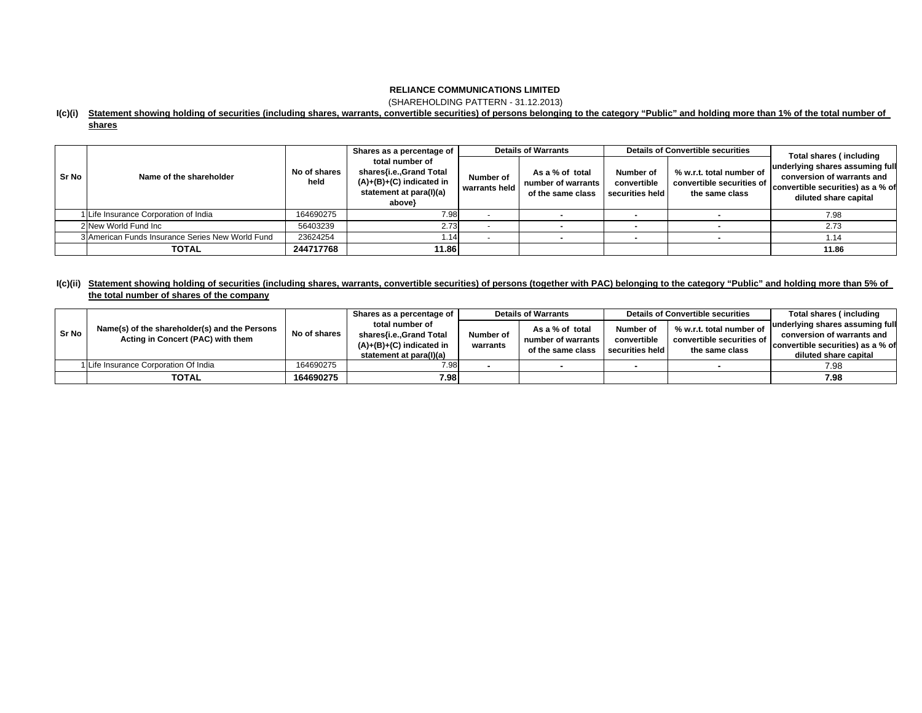**RELIANCE COMMUNICATIONS LIMITED**

(SHAREHOLDING PATTERN - 31.12.2013)

**I(c)(i) Statement showing holding of securities (including shares, warrants, convertible securities) of persons belonging to the category "Public" and holding more than 1% of the total number of shares**

| Sr No | Name of the shareholder | No of shares held | Shares as a percentage of total number of shares{i.e.,Grand Total (A)+(B)+(C) indicated in statement at para(I)(a) above} | Details of Warrants | | Details of Convertible securities | | Total shares ( including underlying shares assuming full conversion of warrants and convertible securities) as a % of diluted share capital |
|---|---|---|---|---|---|---|---|---|
| | | | | Number of warrants held | As a % of total number of warrants of the same class | Number of convertible securities held | % w.r.t. total number of convertible securities of the same class | |
| 1 | Life Insurance Corporation of India | 164690275 | 7.98 | - | - | - | - | 7.98 |
| 2 | New World Fund Inc | 56403239 | 2.73 | - | - | - | - | 2.73 |
| 3 | American Funds Insurance Series New World Fund | 23624254 | 1.14 | - | - | - | - | 1.14 |
| | **TOTAL** | **244717768** | **11.86** | | | | | **11.86** |

**I(c)(ii) Statement showing holding of securities (including shares, warrants, convertible securities) of persons (together with PAC) belonging to the category "Public" and holding more than 5% of the total number of shares of the company**

| Sr No | Name(s) of the shareholder(s) and the Persons Acting in Concert (PAC) with them | No of shares | Shares as a percentage of total number of shares{i.e.,Grand Total (A)+(B)+(C) indicated in statement at para(I)(a) | Details of Warrants | | Details of Convertible securities | | Total shares ( including underlying shares assuming full conversion of warrants and convertible securities) as a % of diluted share capital |
|---|---|---|---|---|---|---|---|---|
| | | | | Number of warrants | As a % of total number of warrants of the same class | Number of convertible securities held | % w.r.t. total number of convertible securities of the same class | |
| 1 | Life Insurance Corporation Of India | 164690275 | 7.98 | - | - | - | - | 7.98 |
| | **TOTAL** | **164690275** | **7.98** | | | | | **7.98** |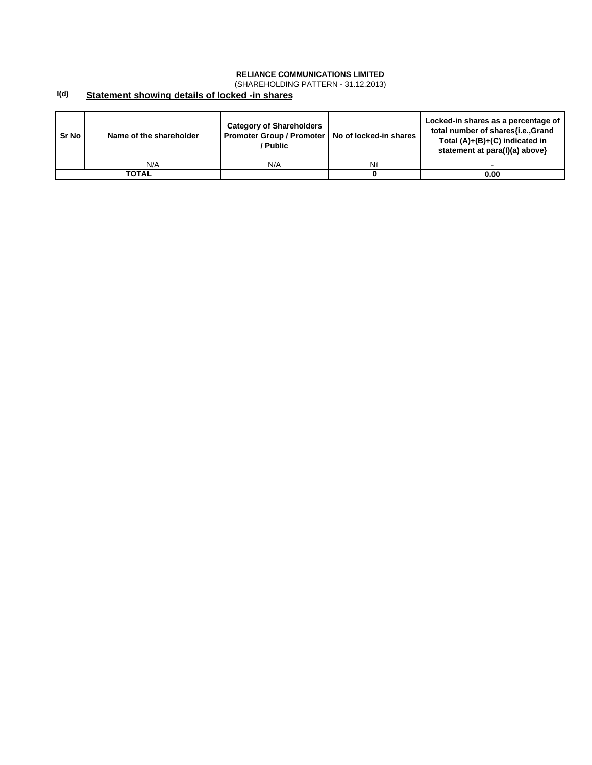**RELIANCE COMMUNICATIONS LIMITED**

(SHAREHOLDING PATTERN - 31.12.2013)

## I(d) Statement showing details of locked -in shares

| Sr No | Name of the shareholder | Category of Shareholders Promoter Group / Promoter / Public | No of locked-in shares | Locked-in shares as a percentage of total number of shares{i.e.,Grand Total (A)+(B)+(C) indicated in statement at para(I)(a) above} |
|---|---|---|---|---|
| | N/A | N/A | Nil | - |
| **TOTAL** | | | **0** | **0.00** |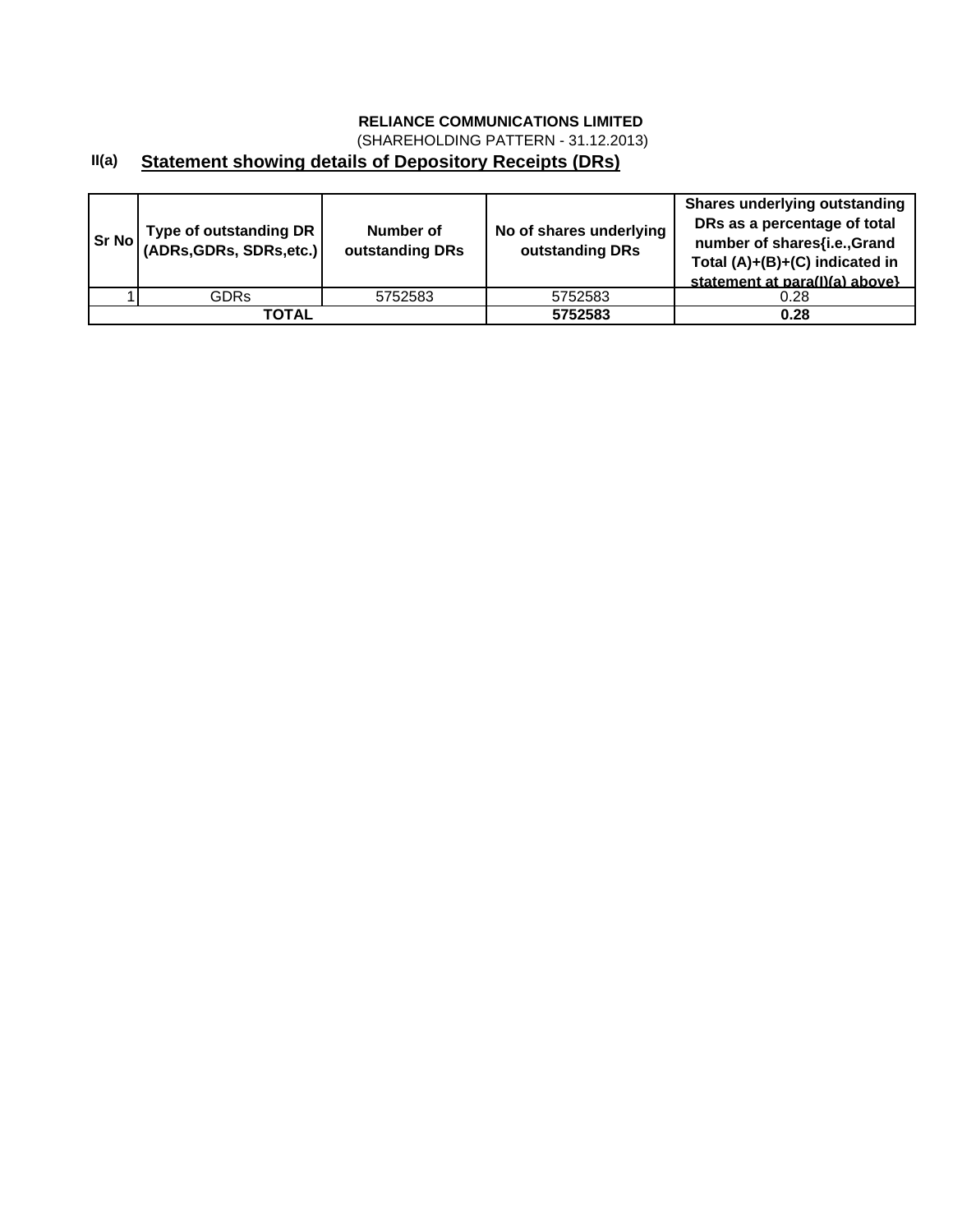**RELIANCE COMMUNICATIONS LIMITED**

(SHAREHOLDING PATTERN - 31.12.2013)

## II(a) Statement showing details of Depository Receipts (DRs)

| Sr No | Type of outstanding DR (ADRs,GDRs, SDRs,etc.) | Number of outstanding DRs | No of shares underlying outstanding DRs | Shares underlying outstanding DRs as a percentage of total number of shares{i.e.,Grand Total (A)+(B)+(C) indicated in statement at para(I)(a) above} |
|---|---|---|---|---|
| 1 | GDRs | 5752583 | 5752583 | 0.28 |
| **TOTAL** | | | **5752583** | **0.28** |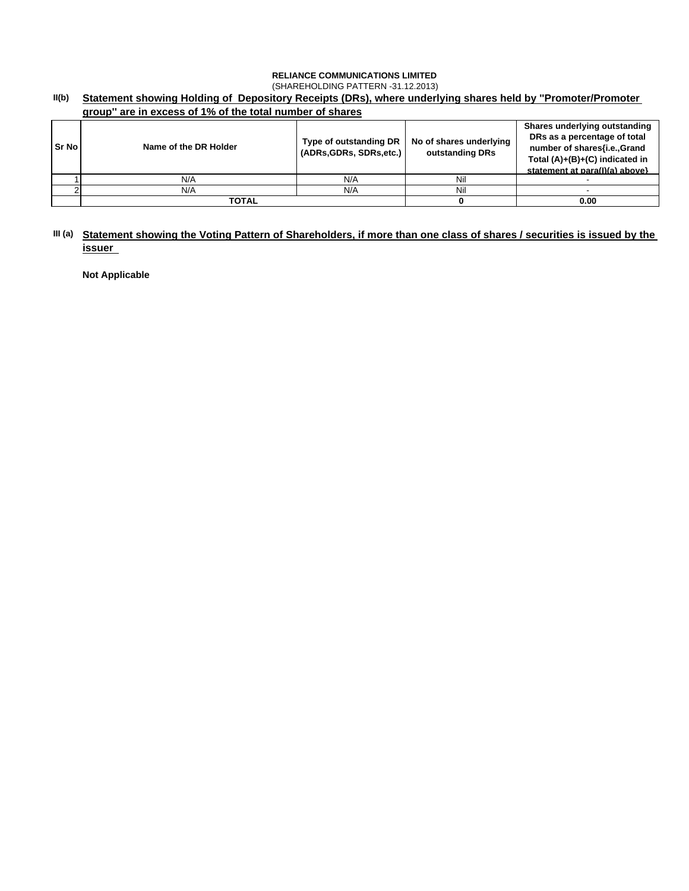**RELIANCE COMMUNICATIONS LIMITED**

(SHAREHOLDING PATTERN -31.12.2013)

**II(b) Statement showing Holding of Depository Receipts (DRs), where underlying shares held by "Promoter/Promoter group" are in excess of 1% of the total number of shares**

| Sr No | Name of the DR Holder | Type of outstanding DR (ADRs,GDRs, SDRs,etc.) | No of shares underlying outstanding DRs | Shares underlying outstanding DRs as a percentage of total number of shares{i.e.,Grand Total (A)+(B)+(C) indicated in statement at para(I)(a) above} |
|---|---|---|---|---|
| 1 | N/A | N/A | Nil | - |
| 2 | N/A | N/A | Nil | - |
| | **TOTAL** | | **0** | **0.00** |

**III (a) Statement showing the Voting Pattern of Shareholders, if more than one class of shares / securities is issued by the issuer**

**Not Applicable**